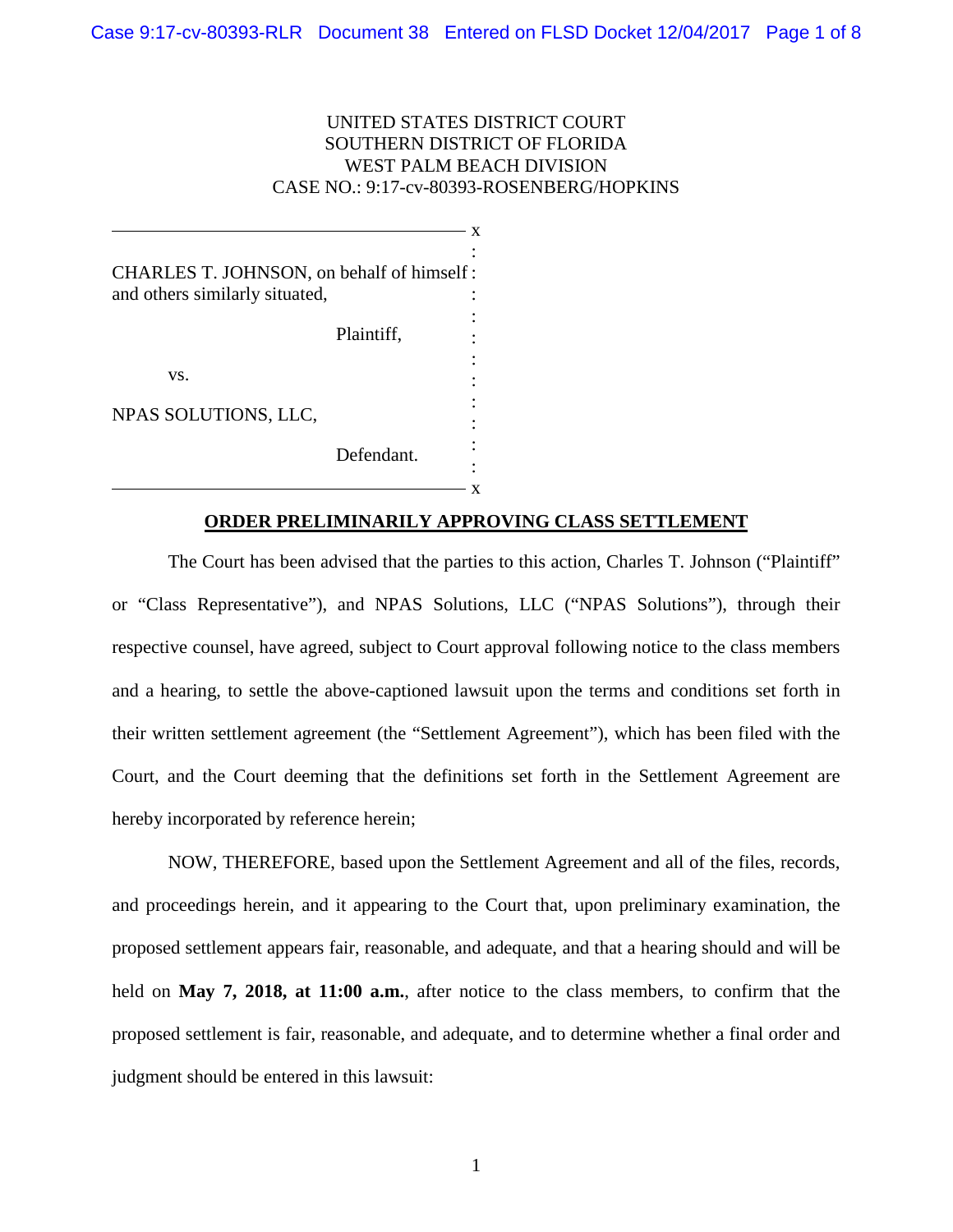UNITED STATES DISTRICT COURT
SOUTHERN DISTRICT OF FLORIDA
WEST PALM BEACH DIVISION
CASE NO.: 9:17-cv-80393-ROSENBERG/HOPKINS

CHARLES T. JOHNSON, on behalf of himself and others similarly situated,

Plaintiff,

vs.

NPAS SOLUTIONS, LLC,

Defendant.

## ORDER PRELIMINARILY APPROVING CLASS SETTLEMENT

The Court has been advised that the parties to this action, Charles T. Johnson ("Plaintiff" or "Class Representative"), and NPAS Solutions, LLC ("NPAS Solutions"), through their respective counsel, have agreed, subject to Court approval following notice to the class members and a hearing, to settle the above-captioned lawsuit upon the terms and conditions set forth in their written settlement agreement (the "Settlement Agreement"), which has been filed with the Court, and the Court deeming that the definitions set forth in the Settlement Agreement are hereby incorporated by reference herein;

NOW, THEREFORE, based upon the Settlement Agreement and all of the files, records, and proceedings herein, and it appearing to the Court that, upon preliminary examination, the proposed settlement appears fair, reasonable, and adequate, and that a hearing should and will be held on **May 7, 2018, at 11:00 a.m.**, after notice to the class members, to confirm that the proposed settlement is fair, reasonable, and adequate, and to determine whether a final order and judgment should be entered in this lawsuit: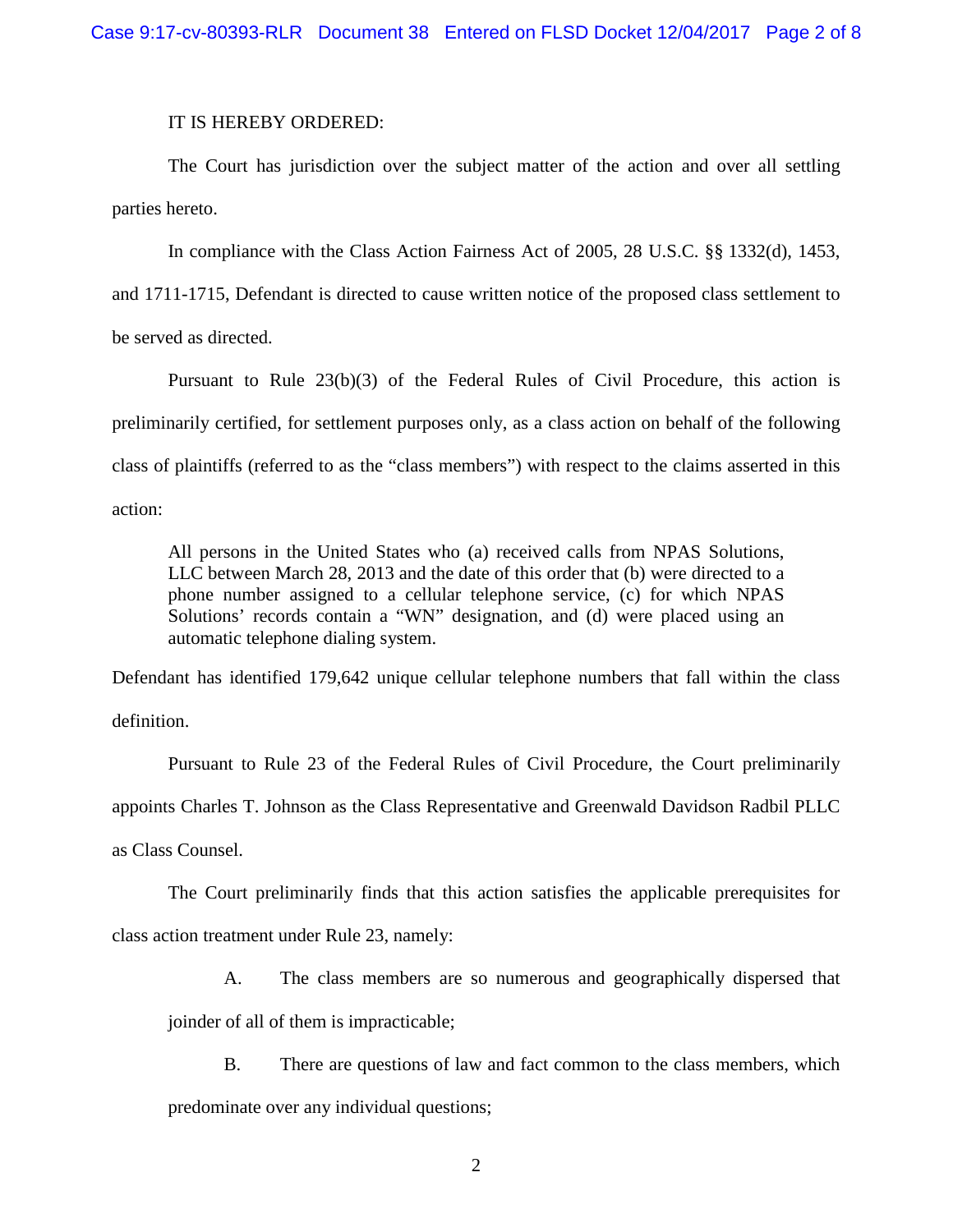IT IS HEREBY ORDERED:

The Court has jurisdiction over the subject matter of the action and over all settling parties hereto.

In compliance with the Class Action Fairness Act of 2005, 28 U.S.C. §§ 1332(d), 1453, and 1711-1715, Defendant is directed to cause written notice of the proposed class settlement to be served as directed.

Pursuant to Rule 23(b)(3) of the Federal Rules of Civil Procedure, this action is preliminarily certified, for settlement purposes only, as a class action on behalf of the following class of plaintiffs (referred to as the "class members") with respect to the claims asserted in this action:

> All persons in the United States who (a) received calls from NPAS Solutions, LLC between March 28, 2013 and the date of this order that (b) were directed to a phone number assigned to a cellular telephone service, (c) for which NPAS Solutions' records contain a "WN" designation, and (d) were placed using an automatic telephone dialing system.

Defendant has identified 179,642 unique cellular telephone numbers that fall within the class definition.

Pursuant to Rule 23 of the Federal Rules of Civil Procedure, the Court preliminarily appoints Charles T. Johnson as the Class Representative and Greenwald Davidson Radbil PLLC as Class Counsel.

The Court preliminarily finds that this action satisfies the applicable prerequisites for class action treatment under Rule 23, namely:

A. The class members are so numerous and geographically dispersed that joinder of all of them is impracticable;

B. There are questions of law and fact common to the class members, which predominate over any individual questions;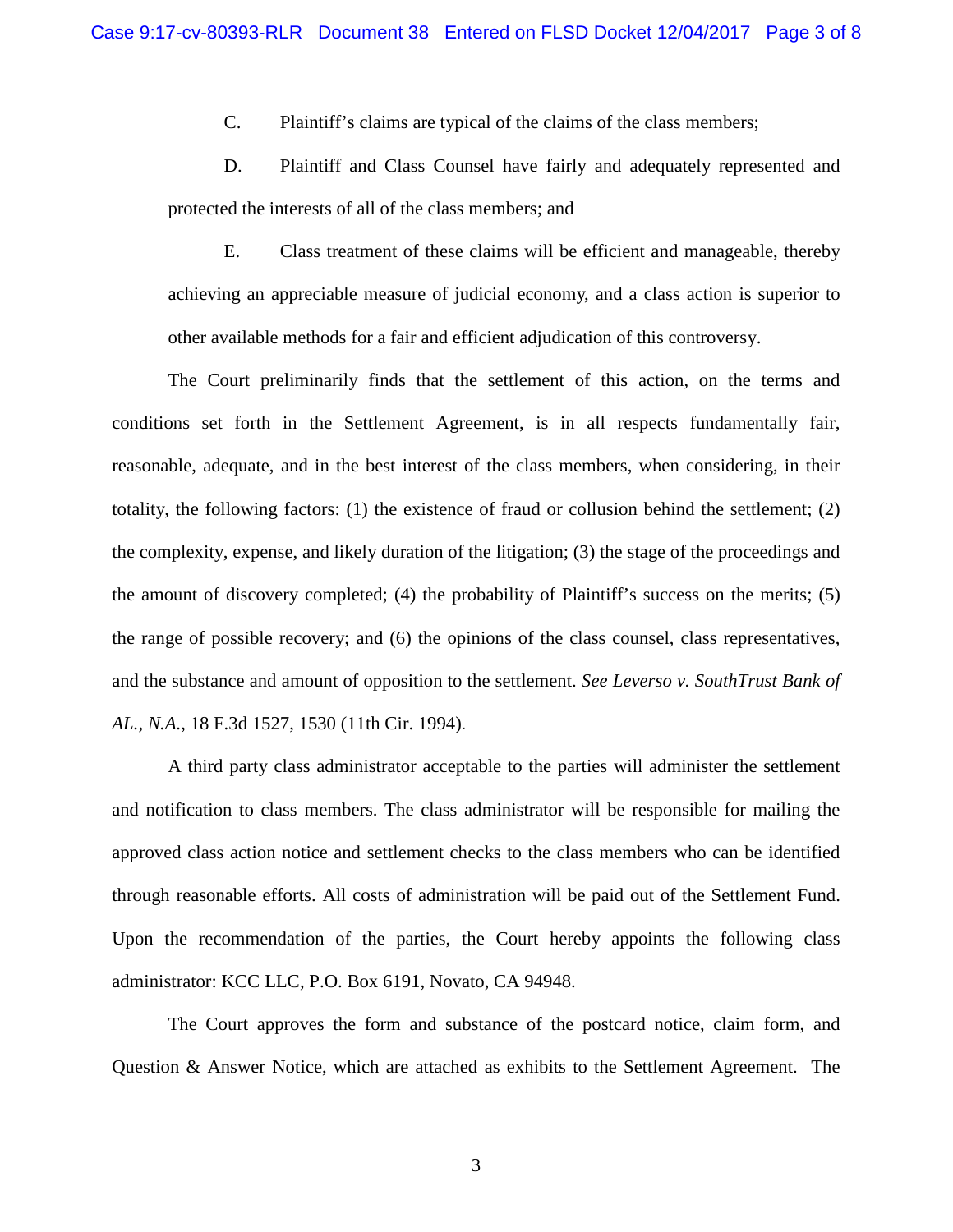C. Plaintiff's claims are typical of the claims of the class members;

D. Plaintiff and Class Counsel have fairly and adequately represented and protected the interests of all of the class members; and

E. Class treatment of these claims will be efficient and manageable, thereby achieving an appreciable measure of judicial economy, and a class action is superior to other available methods for a fair and efficient adjudication of this controversy.

The Court preliminarily finds that the settlement of this action, on the terms and conditions set forth in the Settlement Agreement, is in all respects fundamentally fair, reasonable, adequate, and in the best interest of the class members, when considering, in their totality, the following factors: (1) the existence of fraud or collusion behind the settlement; (2) the complexity, expense, and likely duration of the litigation; (3) the stage of the proceedings and the amount of discovery completed; (4) the probability of Plaintiff's success on the merits; (5) the range of possible recovery; and (6) the opinions of the class counsel, class representatives, and the substance and amount of opposition to the settlement. *See Leverso v. SouthTrust Bank of AL., N.A.*, 18 F.3d 1527, 1530 (11th Cir. 1994).

A third party class administrator acceptable to the parties will administer the settlement and notification to class members. The class administrator will be responsible for mailing the approved class action notice and settlement checks to the class members who can be identified through reasonable efforts. All costs of administration will be paid out of the Settlement Fund. Upon the recommendation of the parties, the Court hereby appoints the following class administrator: KCC LLC, P.O. Box 6191, Novato, CA 94948.

The Court approves the form and substance of the postcard notice, claim form, and Question & Answer Notice, which are attached as exhibits to the Settlement Agreement. The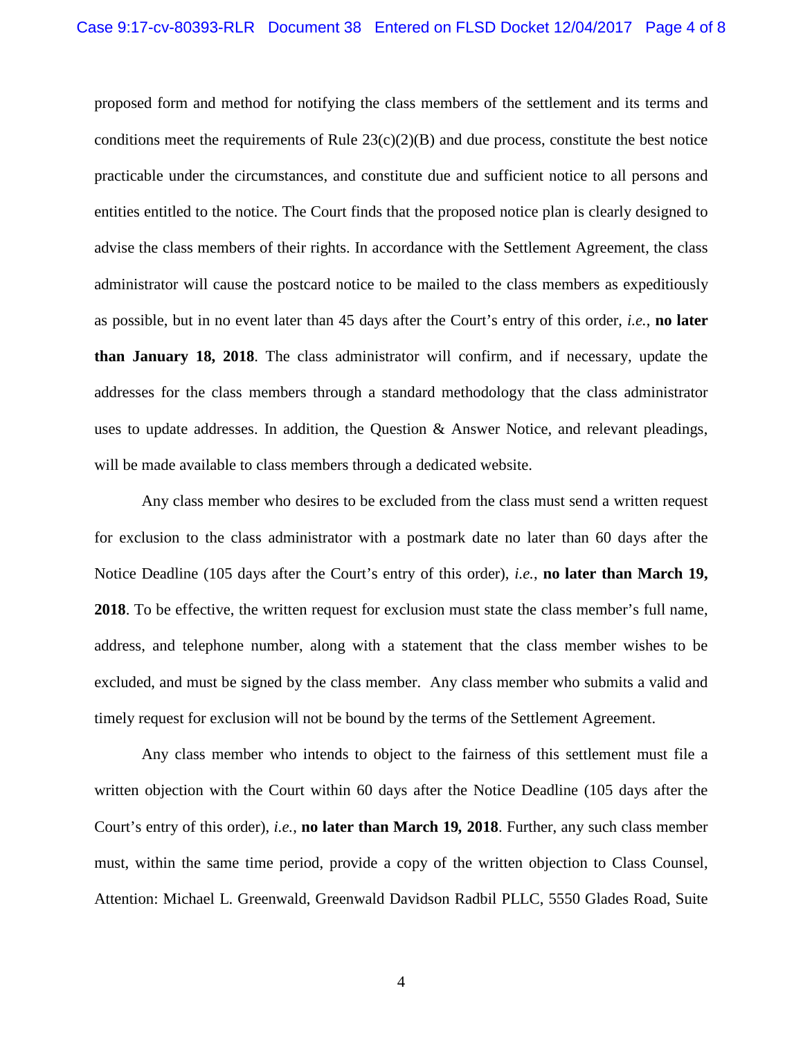proposed form and method for notifying the class members of the settlement and its terms and conditions meet the requirements of Rule 23(c)(2)(B) and due process, constitute the best notice practicable under the circumstances, and constitute due and sufficient notice to all persons and entities entitled to the notice. The Court finds that the proposed notice plan is clearly designed to advise the class members of their rights. In accordance with the Settlement Agreement, the class administrator will cause the postcard notice to be mailed to the class members as expeditiously as possible, but in no event later than 45 days after the Court's entry of this order, *i.e.*, **no later than January 18, 2018**. The class administrator will confirm, and if necessary, update the addresses for the class members through a standard methodology that the class administrator uses to update addresses. In addition, the Question & Answer Notice, and relevant pleadings, will be made available to class members through a dedicated website.

Any class member who desires to be excluded from the class must send a written request for exclusion to the class administrator with a postmark date no later than 60 days after the Notice Deadline (105 days after the Court's entry of this order), *i.e.*, **no later than March 19, 2018**. To be effective, the written request for exclusion must state the class member's full name, address, and telephone number, along with a statement that the class member wishes to be excluded, and must be signed by the class member. Any class member who submits a valid and timely request for exclusion will not be bound by the terms of the Settlement Agreement.

Any class member who intends to object to the fairness of this settlement must file a written objection with the Court within 60 days after the Notice Deadline (105 days after the Court's entry of this order), *i.e.*, **no later than March 19, 2018**. Further, any such class member must, within the same time period, provide a copy of the written objection to Class Counsel, Attention: Michael L. Greenwald, Greenwald Davidson Radbil PLLC, 5550 Glades Road, Suite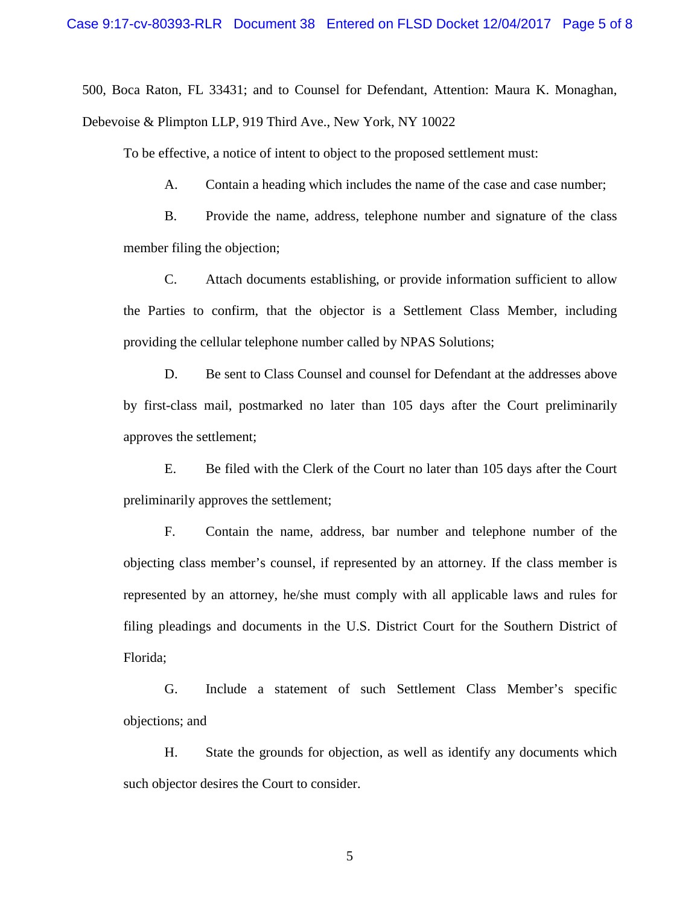500, Boca Raton, FL 33431; and to Counsel for Defendant, Attention: Maura K. Monaghan, Debevoise & Plimpton LLP, 919 Third Ave., New York, NY 10022

To be effective, a notice of intent to object to the proposed settlement must:

A. Contain a heading which includes the name of the case and case number;

B. Provide the name, address, telephone number and signature of the class member filing the objection;

C. Attach documents establishing, or provide information sufficient to allow the Parties to confirm, that the objector is a Settlement Class Member, including providing the cellular telephone number called by NPAS Solutions;

D. Be sent to Class Counsel and counsel for Defendant at the addresses above by first-class mail, postmarked no later than 105 days after the Court preliminarily approves the settlement;

E. Be filed with the Clerk of the Court no later than 105 days after the Court preliminarily approves the settlement;

F. Contain the name, address, bar number and telephone number of the objecting class member's counsel, if represented by an attorney. If the class member is represented by an attorney, he/she must comply with all applicable laws and rules for filing pleadings and documents in the U.S. District Court for the Southern District of Florida;

G. Include a statement of such Settlement Class Member's specific objections; and

H. State the grounds for objection, as well as identify any documents which such objector desires the Court to consider.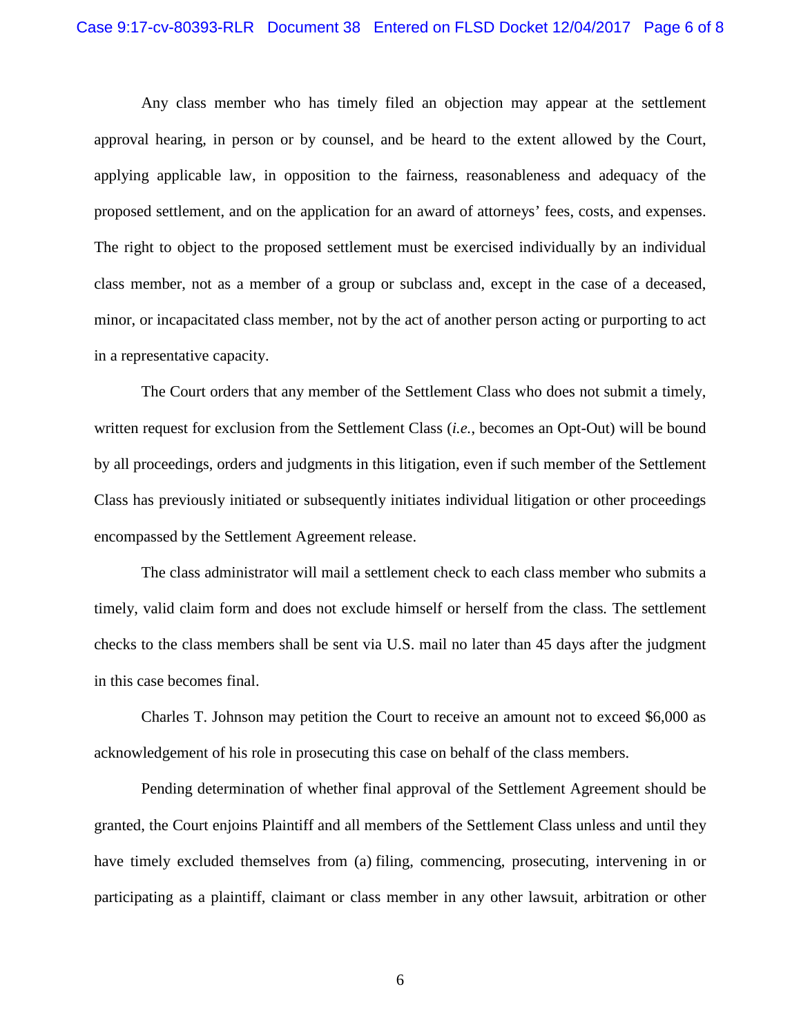Any class member who has timely filed an objection may appear at the settlement approval hearing, in person or by counsel, and be heard to the extent allowed by the Court, applying applicable law, in opposition to the fairness, reasonableness and adequacy of the proposed settlement, and on the application for an award of attorneys' fees, costs, and expenses. The right to object to the proposed settlement must be exercised individually by an individual class member, not as a member of a group or subclass and, except in the case of a deceased, minor, or incapacitated class member, not by the act of another person acting or purporting to act in a representative capacity.

The Court orders that any member of the Settlement Class who does not submit a timely, written request for exclusion from the Settlement Class (*i.e.*, becomes an Opt-Out) will be bound by all proceedings, orders and judgments in this litigation, even if such member of the Settlement Class has previously initiated or subsequently initiates individual litigation or other proceedings encompassed by the Settlement Agreement release.

The class administrator will mail a settlement check to each class member who submits a timely, valid claim form and does not exclude himself or herself from the class. The settlement checks to the class members shall be sent via U.S. mail no later than 45 days after the judgment in this case becomes final.

Charles T. Johnson may petition the Court to receive an amount not to exceed $6,000 as acknowledgement of his role in prosecuting this case on behalf of the class members.

Pending determination of whether final approval of the Settlement Agreement should be granted, the Court enjoins Plaintiff and all members of the Settlement Class unless and until they have timely excluded themselves from (a) filing, commencing, prosecuting, intervening in or participating as a plaintiff, claimant or class member in any other lawsuit, arbitration or other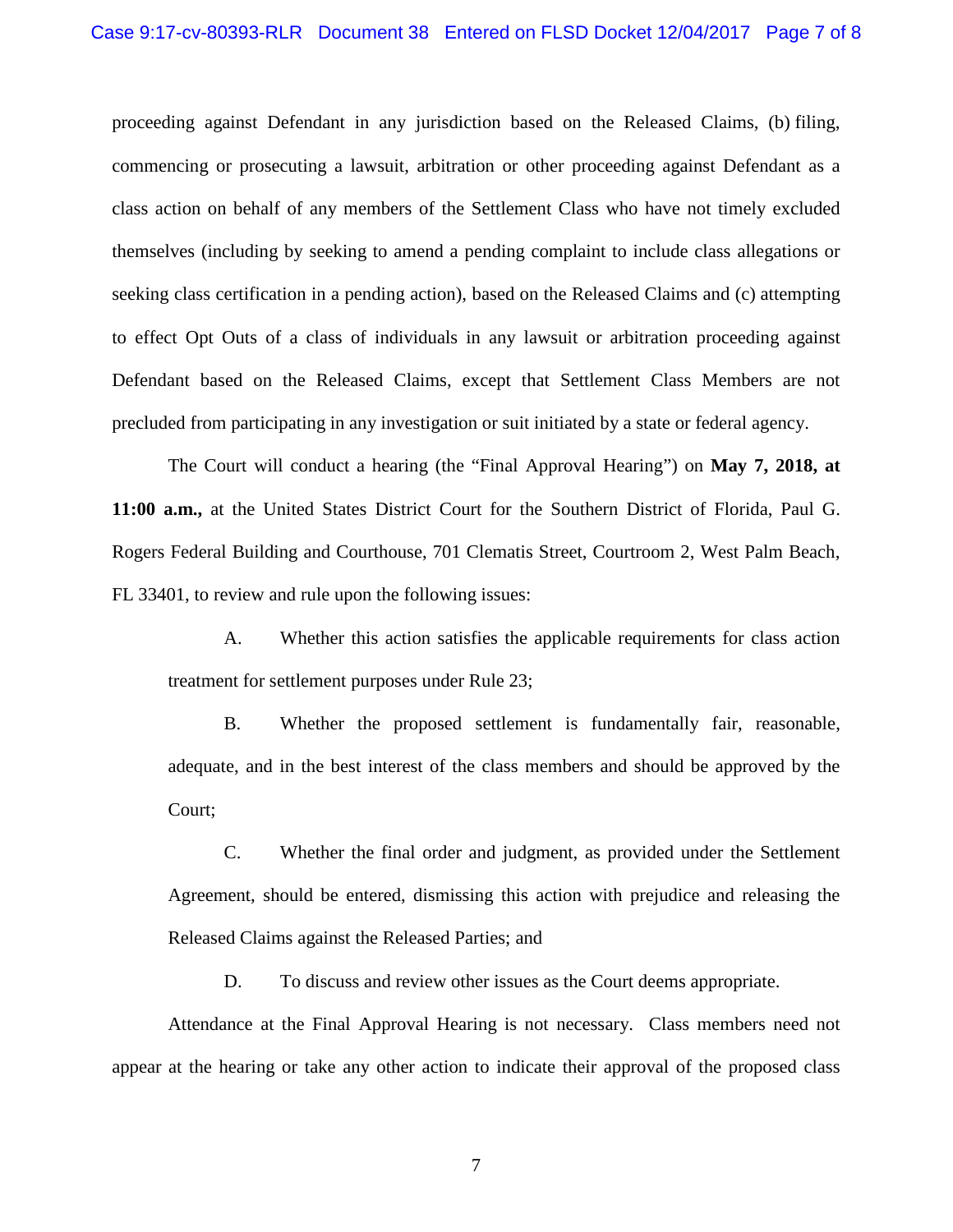proceeding against Defendant in any jurisdiction based on the Released Claims, (b) filing, commencing or prosecuting a lawsuit, arbitration or other proceeding against Defendant as a class action on behalf of any members of the Settlement Class who have not timely excluded themselves (including by seeking to amend a pending complaint to include class allegations or seeking class certification in a pending action), based on the Released Claims and (c) attempting to effect Opt Outs of a class of individuals in any lawsuit or arbitration proceeding against Defendant based on the Released Claims, except that Settlement Class Members are not precluded from participating in any investigation or suit initiated by a state or federal agency.

The Court will conduct a hearing (the "Final Approval Hearing") on **May 7, 2018, at 11:00 a.m.,** at the United States District Court for the Southern District of Florida, Paul G. Rogers Federal Building and Courthouse, 701 Clematis Street, Courtroom 2, West Palm Beach, FL 33401, to review and rule upon the following issues:

A. Whether this action satisfies the applicable requirements for class action treatment for settlement purposes under Rule 23;

B. Whether the proposed settlement is fundamentally fair, reasonable, adequate, and in the best interest of the class members and should be approved by the Court;

C. Whether the final order and judgment, as provided under the Settlement Agreement, should be entered, dismissing this action with prejudice and releasing the Released Claims against the Released Parties; and

D. To discuss and review other issues as the Court deems appropriate.

Attendance at the Final Approval Hearing is not necessary. Class members need not appear at the hearing or take any other action to indicate their approval of the proposed class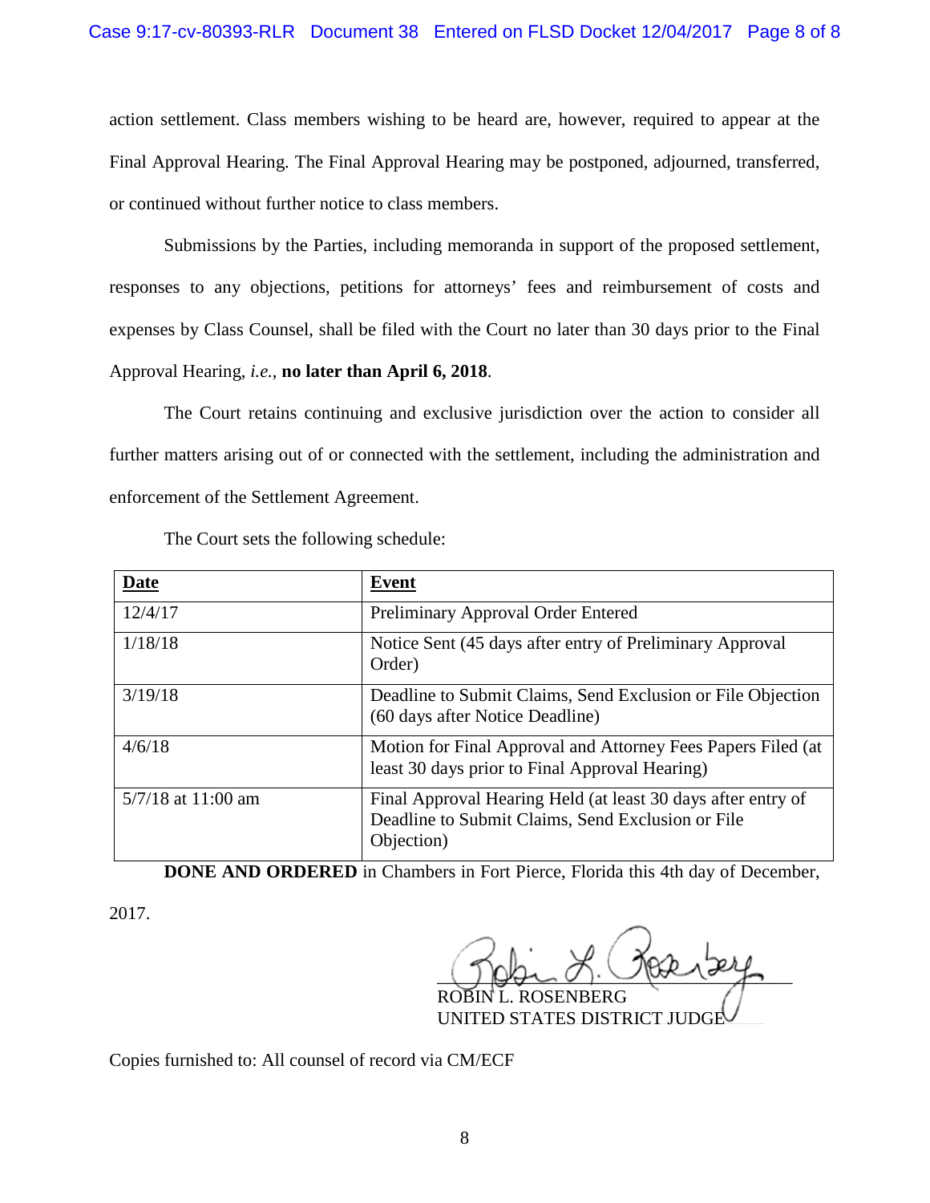action settlement. Class members wishing to be heard are, however, required to appear at the Final Approval Hearing. The Final Approval Hearing may be postponed, adjourned, transferred, or continued without further notice to class members.

Submissions by the Parties, including memoranda in support of the proposed settlement, responses to any objections, petitions for attorneys' fees and reimbursement of costs and expenses by Class Counsel, shall be filed with the Court no later than 30 days prior to the Final Approval Hearing, *i.e.*, **no later than April 6, 2018**.

The Court retains continuing and exclusive jurisdiction over the action to consider all further matters arising out of or connected with the settlement, including the administration and enforcement of the Settlement Agreement.

The Court sets the following schedule:

| **Date** | **Event** |
|---|---|
| 12/4/17 | Preliminary Approval Order Entered |
| 1/18/18 | Notice Sent (45 days after entry of Preliminary Approval Order) |
| 3/19/18 | Deadline to Submit Claims, Send Exclusion or File Objection (60 days after Notice Deadline) |
| 4/6/18 | Motion for Final Approval and Attorney Fees Papers Filed (at least 30 days prior to Final Approval Hearing) |
| 5/7/18 at 11:00 am | Final Approval Hearing Held (at least 30 days after entry of Deadline to Submit Claims, Send Exclusion or File Objection) |

**DONE AND ORDERED** in Chambers in Fort Pierce, Florida this 4th day of December, 2017.

ROBIN L. ROSENBERG
UNITED STATES DISTRICT JUDGE

Copies furnished to: All counsel of record via CM/ECF